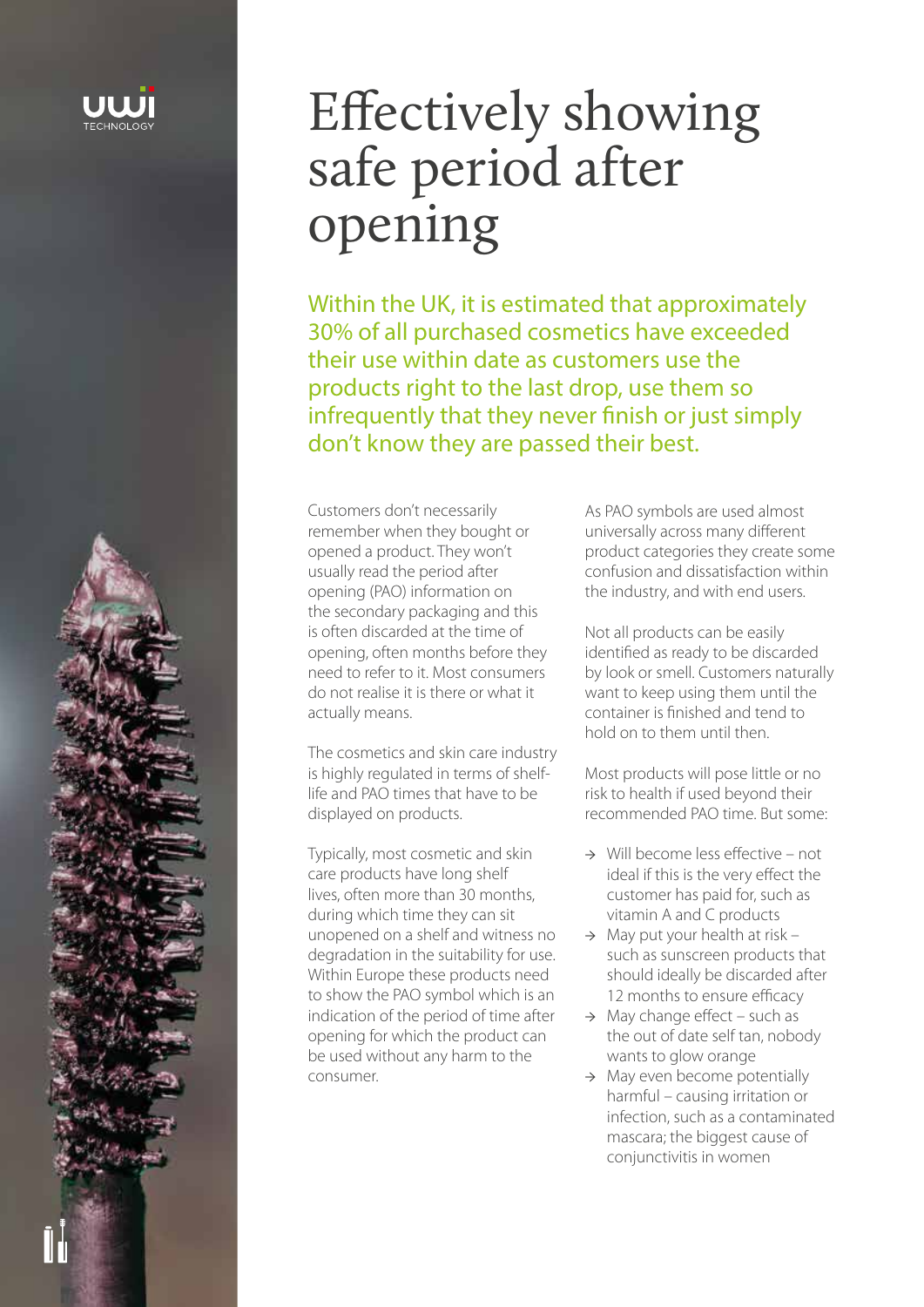# Effectively showing safe period after opening

Within the UK, it is estimated that approximately 30% of all purchased cosmetics have exceeded their use within date as customers use the products right to the last drop, use them so infrequently that they never finish or just simply don't know they are passed their best.

Customers don't necessarily remember when they bought or opened a product. They won't usually read the period after opening (PAO) information on the secondary packaging and this is often discarded at the time of opening, often months before they need to refer to it. Most consumers do not realise it is there or what it actually means.

The cosmetics and skin care industry is highly regulated in terms of shelf-life and PAO times that have to be displayed on products.

Typically, most cosmetic and skin care products have long shelf lives, often more than 30 months, during which time they can sit unopened on a shelf and witness no degradation in the suitability for use. Within Europe these products need to show the PAO symbol which is an indication of the period of time after opening for which the product can be used without any harm to the consumer.

As PAO symbols are used almost universally across many different product categories they create some confusion and dissatisfaction within the industry, and with end users.

Not all products can be easily identified as ready to be discarded by look or smell. Customers naturally want to keep using them until the container is finished and tend to hold on to them until then.

Most products will pose little or no risk to health if used beyond their recommended PAO time. But some:

- → Will become less effective – not ideal if this is the very effect the customer has paid for, such as vitamin A and C products
- → May put your health at risk – such as sunscreen products that should ideally be discarded after 12 months to ensure efficacy
- → May change effect – such as the out of date self tan, nobody wants to glow orange
- → May even become potentially harmful – causing irritation or infection, such as a contaminated mascara; the biggest cause of conjunctivitis in women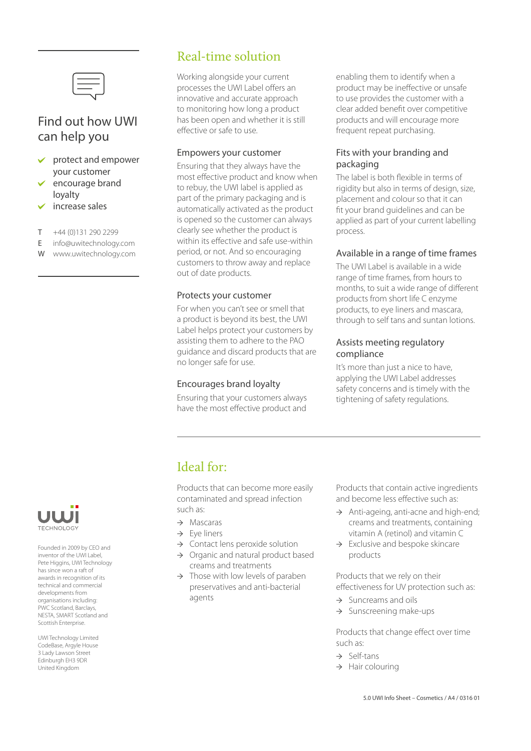## Find out how UWI can help you

- protect and empower your customer
- encourage brand loyalty
- increase sales

T +44 (0)131 290 2299
E info@uwitechnology.com
W www.uwitechnology.com

## Real-time solution

Working alongside your current processes the UWI Label offers an innovative and accurate approach to monitoring how long a product has been open and whether it is still effective or safe to use.

### Empowers your customer

Ensuring that they always have the most effective product and know when to rebuy, the UWI label is applied as part of the primary packaging and is automatically activated as the product is opened so the customer can always clearly see whether the product is within its effective and safe use-within period, or not. And so encouraging customers to throw away and replace out of date products.

### Protects your customer

For when you can't see or smell that a product is beyond its best, the UWI Label helps protect your customers by assisting them to adhere to the PAO guidance and discard products that are no longer safe for use.

### Encourages brand loyalty

Ensuring that your customers always have the most effective product and enabling them to identify when a product may be ineffective or unsafe to use provides the customer with a clear added benefit over competitive products and will encourage more frequent repeat purchasing.

### Fits with your branding and packaging

The label is both flexible in terms of rigidity but also in terms of design, size, placement and colour so that it can fit your brand guidelines and can be applied as part of your current labelling process.

### Available in a range of time frames

The UWI Label is available in a wide range of time frames, from hours to months, to suit a wide range of different products from short life C enzyme products, to eye liners and mascara, through to self tans and suntan lotions.

### Assists meeting regulatory compliance

It's more than just a nice to have, applying the UWI Label addresses safety concerns and is timely with the tightening of safety regulations.

## Ideal for:

Products that can become more easily contaminated and spread infection such as:

- Mascaras
- Eye liners
- Contact lens peroxide solution
- Organic and natural product based creams and treatments
- Those with low levels of paraben preservatives and anti-bacterial agents

Products that contain active ingredients and become less effective such as:

- Anti-ageing, anti-acne and high-end; creams and treatments, containing vitamin A (retinol) and vitamin C
- Exclusive and bespoke skincare products

Products that we rely on their effectiveness for UV protection such as:

- Suncreams and oils
- Sunscreening make-ups

Products that change effect over time such as:

- Self-tans
- Hair colouring

uwi TECHNOLOGY

Founded in 2009 by CEO and inventor of the UWI Label, Pete Higgins, UWI Technology has since won a raft of awards in recognition of its technical and commercial developments from organisations including: PWC Scotland, Barclays, NESTA, SMART Scotland and Scottish Enterprise.

UWI Technology Limited
CodeBase, Argyle House
3 Lady Lawson Street
Edinburgh EH3 9DR
United Kingdom

5.0 UWI Info Sheet – Cosmetics / A4 / 0316 01